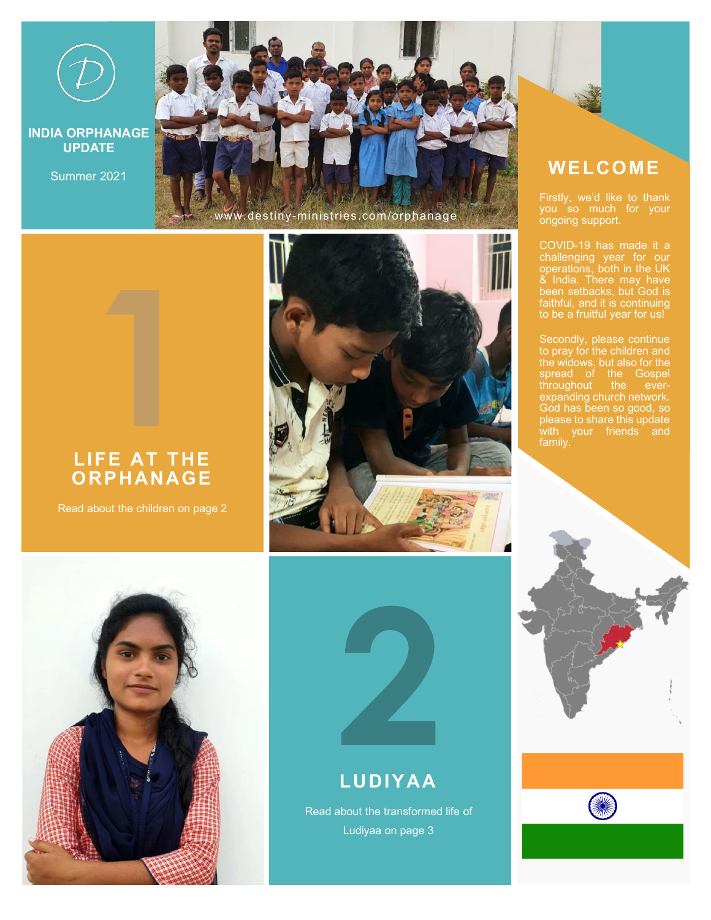# INDIA ORPHANAGE UPDATE

Summer 2021

www.destiny-ministries.com/orphanage

## WELCOME

Firstly, we'd like to thank you so much for your ongoing support.

COVID-19 has made it a challenging year for our operations, both in the UK & India. There may have been setbacks, but God is faithful, and it is continuing to be a fruitful year for us!

Secondly, please continue to pray for the children and the widows, but also for the spread of the Gospel throughout the ever-expanding church network. God has been so good, so please to share this update with your friends and family.

## 1 LIFE AT THE ORPHANAGE

Read about the children on page 2

## 2 LUDIYAA

Read about the transformed life of Ludiyaa on page 3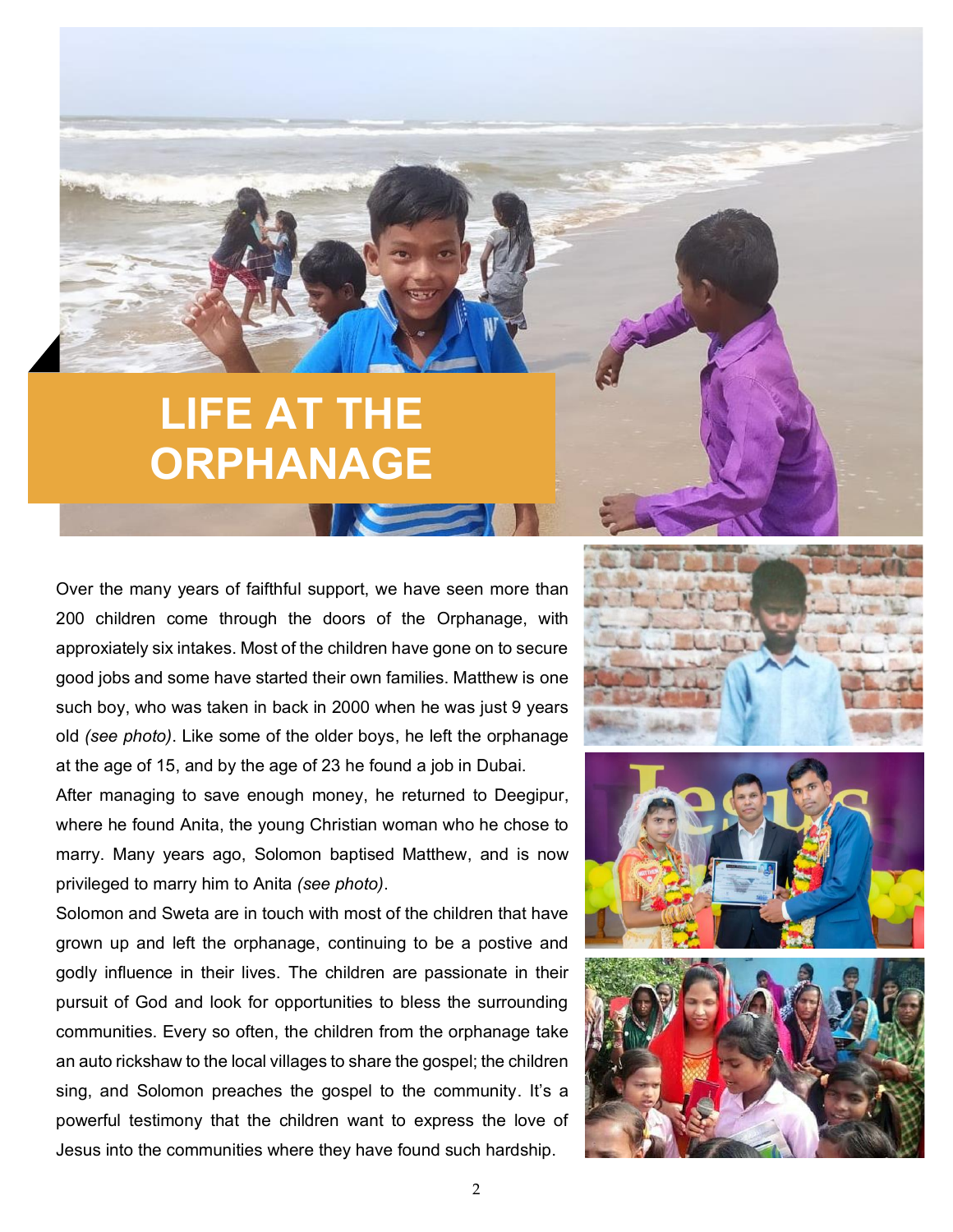# LIFE AT THE ORPHANAGE

Over the many years of faithful support, we have seen more than 200 children come through the doors of the Orphanage, with approxiately six intakes. Most of the children have gone on to secure good jobs and some have started their own families. Matthew is one such boy, who was taken in back in 2000 when he was just 9 years old *(see photo)*. Like some of the older boys, he left the orphanage at the age of 15, and by the age of 23 he found a job in Dubai.

After managing to save enough money, he returned to Deegipur, where he found Anita, the young Christian woman who he chose to marry. Many years ago, Solomon baptised Matthew, and is now privileged to marry him to Anita *(see photo)*.

Solomon and Sweta are in touch with most of the children that have grown up and left the orphanage, continuing to be a postive and godly influence in their lives. The children are passionate in their pursuit of God and look for opportunities to bless the surrounding communities. Every so often, the children from the orphanage take an auto rickshaw to the local villages to share the gospel; the children sing, and Solomon preaches the gospel to the community. It's a powerful testimony that the children want to express the love of Jesus into the communities where they have found such hardship.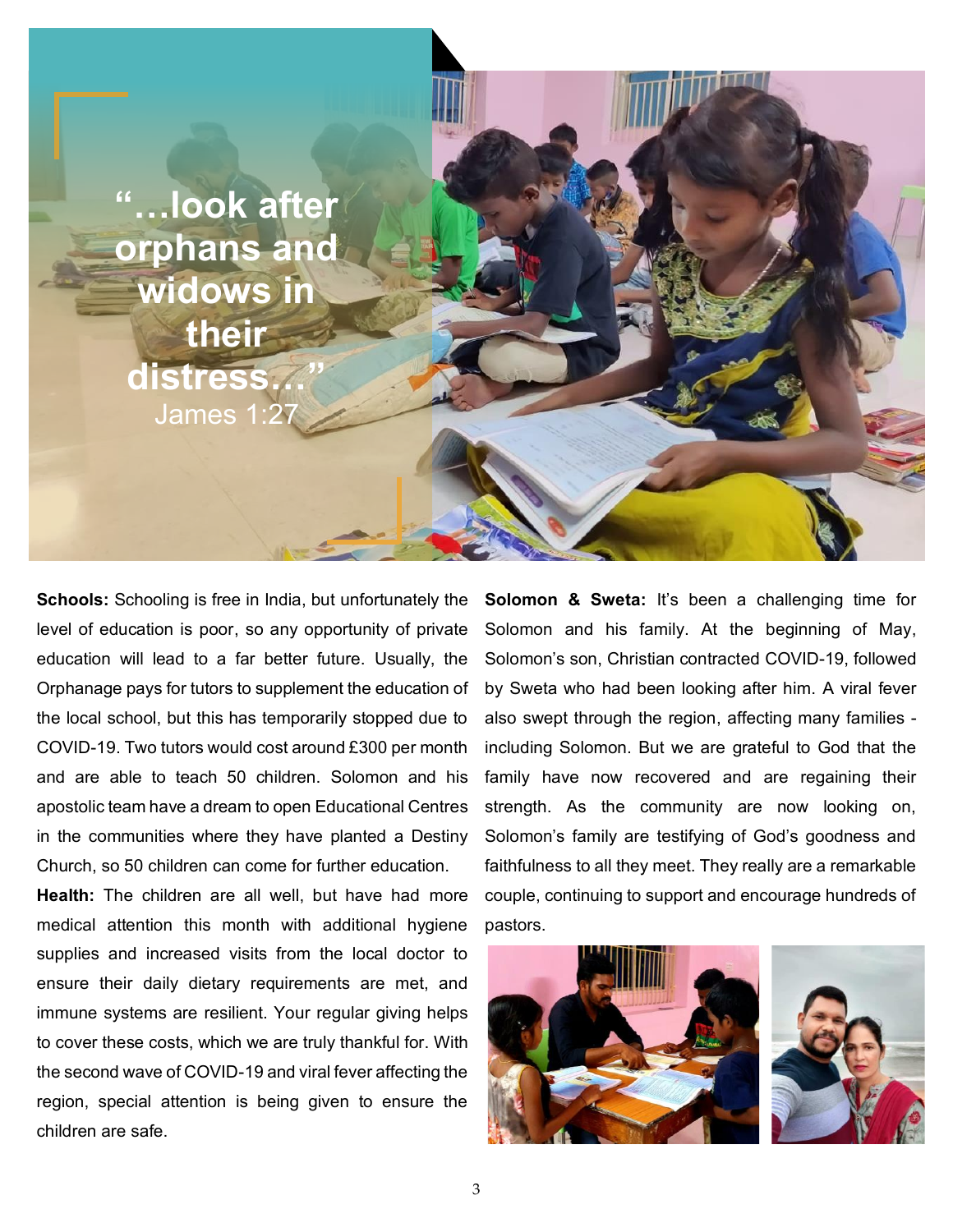> "…look after orphans and widows in their distress…"
> James 1:27

**Schools:** Schooling is free in India, but unfortunately the level of education is poor, so any opportunity of private education will lead to a far better future. Usually, the Orphanage pays for tutors to supplement the education of the local school, but this has temporarily stopped due to COVID-19. Two tutors would cost around £300 per month and are able to teach 50 children. Solomon and his apostolic team have a dream to open Educational Centres in the communities where they have planted a Destiny Church, so 50 children can come for further education.

**Health:** The children are all well, but have had more medical attention this month with additional hygiene supplies and increased visits from the local doctor to ensure their daily dietary requirements are met, and immune systems are resilient. Your regular giving helps to cover these costs, which we are truly thankful for. With the second wave of COVID-19 and viral fever affecting the region, special attention is being given to ensure the children are safe.

**Solomon & Sweta:** It's been a challenging time for Solomon and his family. At the beginning of May, Solomon's son, Christian contracted COVID-19, followed by Sweta who had been looking after him. A viral fever also swept through the region, affecting many families - including Solomon. But we are grateful to God that the family have now recovered and are regaining their strength. As the community are now looking on, Solomon's family are testifying of God's goodness and faithfulness to all they meet. They really are a remarkable couple, continuing to support and encourage hundreds of pastors.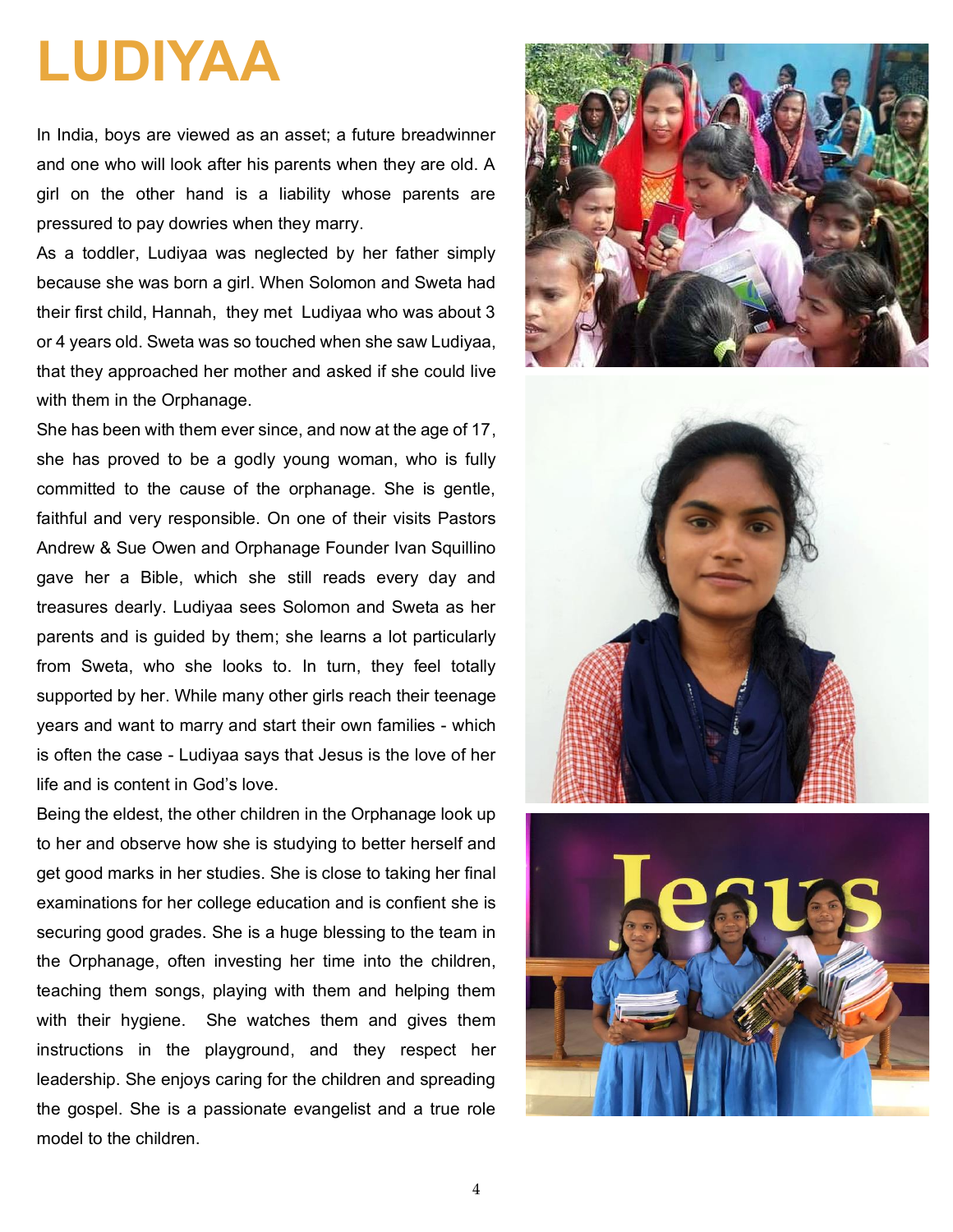# LUDIYAA

In India, boys are viewed as an asset; a future breadwinner and one who will look after his parents when they are old. A girl on the other hand is a liability whose parents are pressured to pay dowries when they marry.

As a toddler, Ludiyaa was neglected by her father simply because she was born a girl. When Solomon and Sweta had their first child, Hannah, they met Ludiyaa who was about 3 or 4 years old. Sweta was so touched when she saw Ludiyaa, that they approached her mother and asked if she could live with them in the Orphanage.

She has been with them ever since, and now at the age of 17, she has proved to be a godly young woman, who is fully committed to the cause of the orphanage. She is gentle, faithful and very responsible. On one of their visits Pastors Andrew & Sue Owen and Orphanage Founder Ivan Squillino gave her a Bible, which she still reads every day and treasures dearly. Ludiyaa sees Solomon and Sweta as her parents and is guided by them; she learns a lot particularly from Sweta, who she looks to. In turn, they feel totally supported by her. While many other girls reach their teenage years and want to marry and start their own families - which is often the case - Ludiyaa says that Jesus is the love of her life and is content in God's love.

Being the eldest, the other children in the Orphanage look up to her and observe how she is studying to better herself and get good marks in her studies. She is close to taking her final examinations for her college education and is confient she is securing good grades. She is a huge blessing to the team in the Orphanage, often investing her time into the children, teaching them songs, playing with them and helping them with their hygiene. She watches them and gives them instructions in the playground, and they respect her leadership. She enjoys caring for the children and spreading the gospel. She is a passionate evangelist and a true role model to the children.